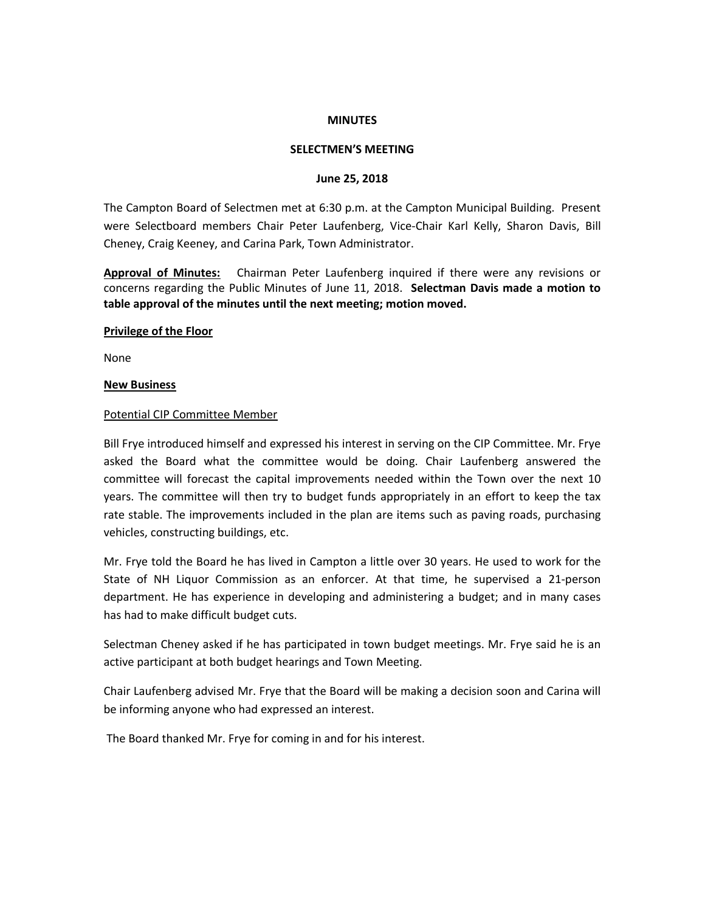**MINUTES**

**SELECTMEN'S MEETING**

**June 25, 2018**

The Campton Board of Selectmen met at 6:30 p.m. at the Campton Municipal Building. Present were Selectboard members Chair Peter Laufenberg, Vice-Chair Karl Kelly, Sharon Davis, Bill Cheney, Craig Keeney, and Carina Park, Town Administrator.

**Approval of Minutes:** Chairman Peter Laufenberg inquired if there were any revisions or concerns regarding the Public Minutes of June 11, 2018. **Selectman Davis made a motion to table approval of the minutes until the next meeting; motion moved.**

**Privilege of the Floor**

None

**New Business**

Potential CIP Committee Member

Bill Frye introduced himself and expressed his interest in serving on the CIP Committee. Mr. Frye asked the Board what the committee would be doing. Chair Laufenberg answered the committee will forecast the capital improvements needed within the Town over the next 10 years. The committee will then try to budget funds appropriately in an effort to keep the tax rate stable. The improvements included in the plan are items such as paving roads, purchasing vehicles, constructing buildings, etc.

Mr. Frye told the Board he has lived in Campton a little over 30 years. He used to work for the State of NH Liquor Commission as an enforcer. At that time, he supervised a 21-person department. He has experience in developing and administering a budget; and in many cases has had to make difficult budget cuts.

Selectman Cheney asked if he has participated in town budget meetings. Mr. Frye said he is an active participant at both budget hearings and Town Meeting.

Chair Laufenberg advised Mr. Frye that the Board will be making a decision soon and Carina will be informing anyone who had expressed an interest.

The Board thanked Mr. Frye for coming in and for his interest.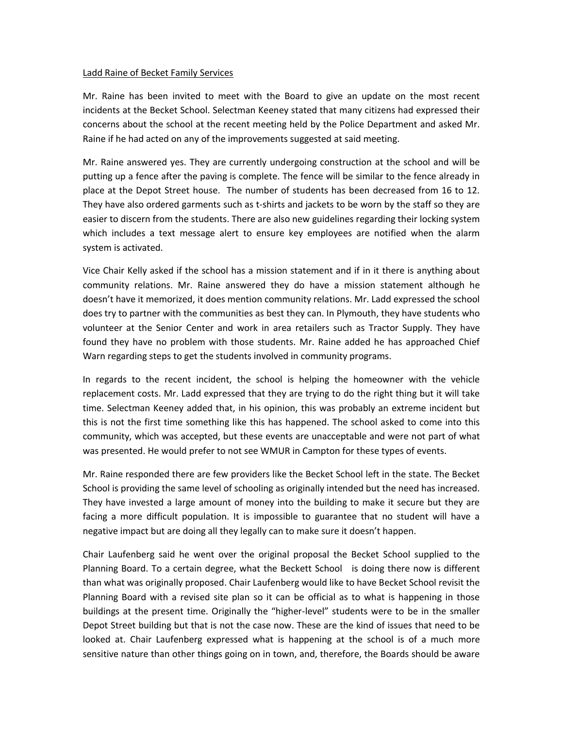<u>Ladd Raine of Becket Family Services</u>

Mr. Raine has been invited to meet with the Board to give an update on the most recent incidents at the Becket School. Selectman Keeney stated that many citizens had expressed their concerns about the school at the recent meeting held by the Police Department and asked Mr. Raine if he had acted on any of the improvements suggested at said meeting.

Mr. Raine answered yes. They are currently undergoing construction at the school and will be putting up a fence after the paving is complete. The fence will be similar to the fence already in place at the Depot Street house. The number of students has been decreased from 16 to 12. They have also ordered garments such as t-shirts and jackets to be worn by the staff so they are easier to discern from the students. There are also new guidelines regarding their locking system which includes a text message alert to ensure key employees are notified when the alarm system is activated.

Vice Chair Kelly asked if the school has a mission statement and if in it there is anything about community relations. Mr. Raine answered they do have a mission statement although he doesn't have it memorized, it does mention community relations. Mr. Ladd expressed the school does try to partner with the communities as best they can. In Plymouth, they have students who volunteer at the Senior Center and work in area retailers such as Tractor Supply. They have found they have no problem with those students. Mr. Raine added he has approached Chief Warn regarding steps to get the students involved in community programs.

In regards to the recent incident, the school is helping the homeowner with the vehicle replacement costs. Mr. Ladd expressed that they are trying to do the right thing but it will take time. Selectman Keeney added that, in his opinion, this was probably an extreme incident but this is not the first time something like this has happened. The school asked to come into this community, which was accepted, but these events are unacceptable and were not part of what was presented. He would prefer to not see WMUR in Campton for these types of events.

Mr. Raine responded there are few providers like the Becket School left in the state. The Becket School is providing the same level of schooling as originally intended but the need has increased. They have invested a large amount of money into the building to make it secure but they are facing a more difficult population. It is impossible to guarantee that no student will have a negative impact but are doing all they legally can to make sure it doesn't happen.

Chair Laufenberg said he went over the original proposal the Becket School supplied to the Planning Board. To a certain degree, what the Beckett School is doing there now is different than what was originally proposed. Chair Laufenberg would like to have Becket School revisit the Planning Board with a revised site plan so it can be official as to what is happening in those buildings at the present time. Originally the "higher-level" students were to be in the smaller Depot Street building but that is not the case now. These are the kind of issues that need to be looked at. Chair Laufenberg expressed what is happening at the school is of a much more sensitive nature than other things going on in town, and, therefore, the Boards should be aware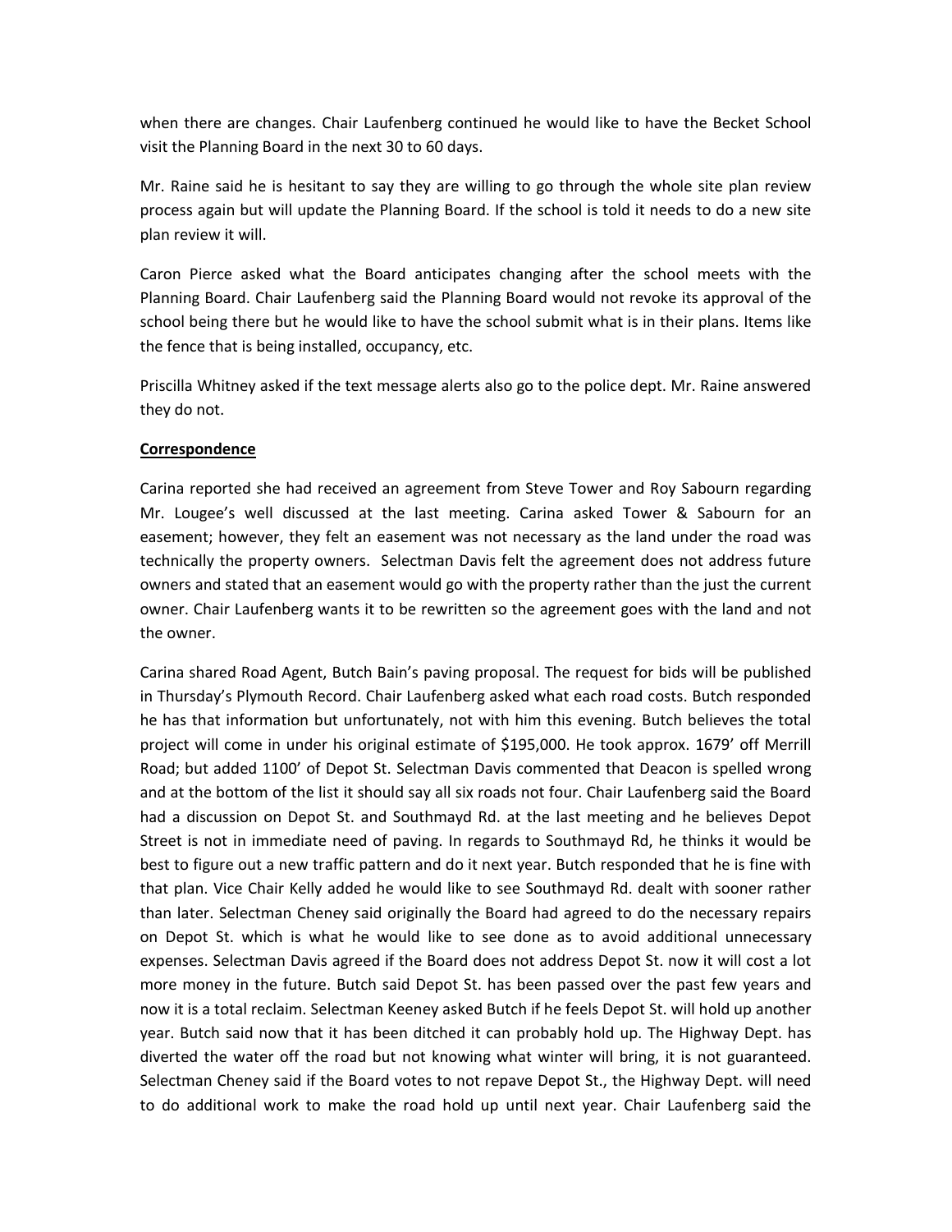when there are changes. Chair Laufenberg continued he would like to have the Becket School visit the Planning Board in the next 30 to 60 days.

Mr. Raine said he is hesitant to say they are willing to go through the whole site plan review process again but will update the Planning Board. If the school is told it needs to do a new site plan review it will.

Caron Pierce asked what the Board anticipates changing after the school meets with the Planning Board. Chair Laufenberg said the Planning Board would not revoke its approval of the school being there but he would like to have the school submit what is in their plans. Items like the fence that is being installed, occupancy, etc.

Priscilla Whitney asked if the text message alerts also go to the police dept. Mr. Raine answered they do not.

**Correspondence**

Carina reported she had received an agreement from Steve Tower and Roy Sabourn regarding Mr. Lougee's well discussed at the last meeting. Carina asked Tower & Sabourn for an easement; however, they felt an easement was not necessary as the land under the road was technically the property owners. Selectman Davis felt the agreement does not address future owners and stated that an easement would go with the property rather than the just the current owner. Chair Laufenberg wants it to be rewritten so the agreement goes with the land and not the owner.

Carina shared Road Agent, Butch Bain's paving proposal. The request for bids will be published in Thursday's Plymouth Record. Chair Laufenberg asked what each road costs. Butch responded he has that information but unfortunately, not with him this evening. Butch believes the total project will come in under his original estimate of $195,000. He took approx. 1679' off Merrill Road; but added 1100' of Depot St. Selectman Davis commented that Deacon is spelled wrong and at the bottom of the list it should say all six roads not four. Chair Laufenberg said the Board had a discussion on Depot St. and Southmayd Rd. at the last meeting and he believes Depot Street is not in immediate need of paving. In regards to Southmayd Rd, he thinks it would be best to figure out a new traffic pattern and do it next year. Butch responded that he is fine with that plan. Vice Chair Kelly added he would like to see Southmayd Rd. dealt with sooner rather than later. Selectman Cheney said originally the Board had agreed to do the necessary repairs on Depot St. which is what he would like to see done as to avoid additional unnecessary expenses. Selectman Davis agreed if the Board does not address Depot St. now it will cost a lot more money in the future. Butch said Depot St. has been passed over the past few years and now it is a total reclaim. Selectman Keeney asked Butch if he feels Depot St. will hold up another year. Butch said now that it has been ditched it can probably hold up. The Highway Dept. has diverted the water off the road but not knowing what winter will bring, it is not guaranteed. Selectman Cheney said if the Board votes to not repave Depot St., the Highway Dept. will need to do additional work to make the road hold up until next year. Chair Laufenberg said the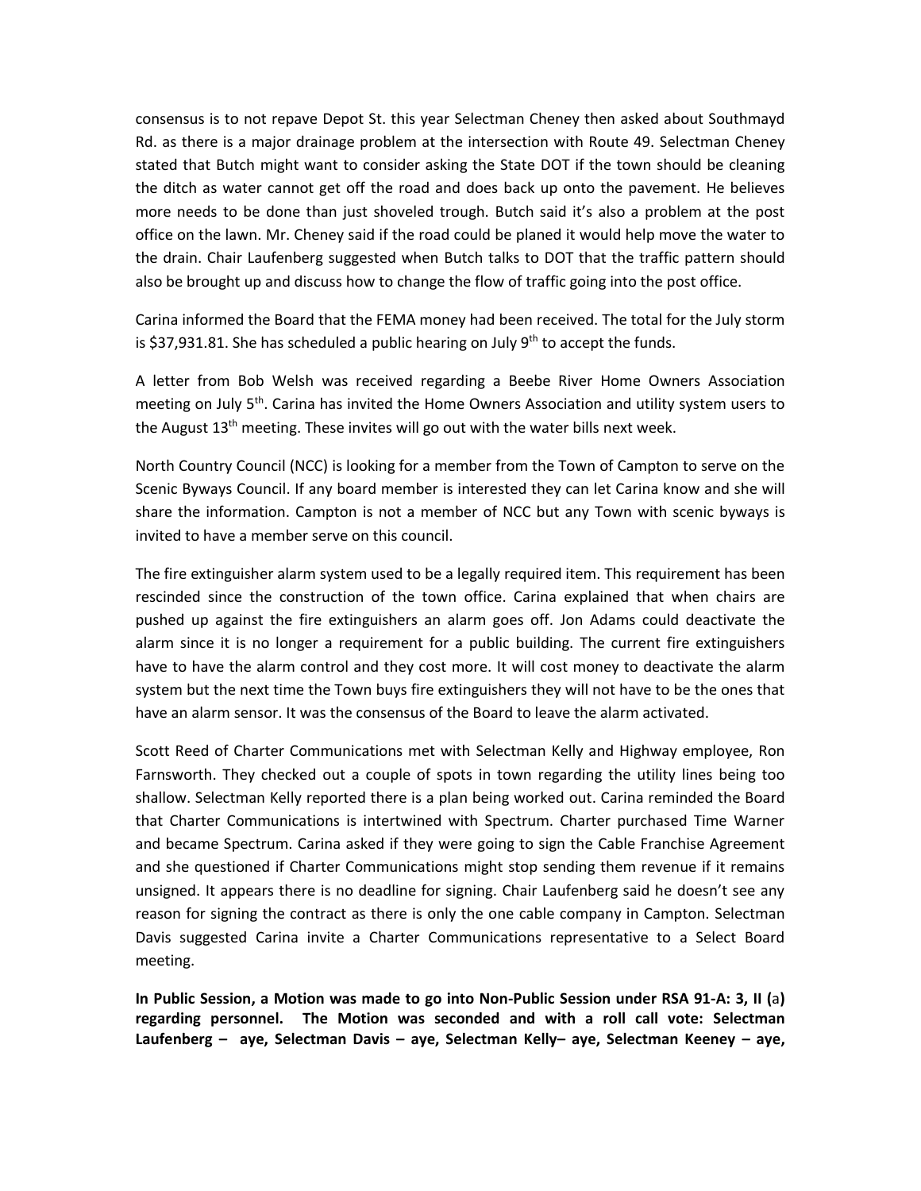consensus is to not repave Depot St. this year Selectman Cheney then asked about Southmayd Rd. as there is a major drainage problem at the intersection with Route 49. Selectman Cheney stated that Butch might want to consider asking the State DOT if the town should be cleaning the ditch as water cannot get off the road and does back up onto the pavement. He believes more needs to be done than just shoveled trough. Butch said it's also a problem at the post office on the lawn. Mr. Cheney said if the road could be planed it would help move the water to the drain. Chair Laufenberg suggested when Butch talks to DOT that the traffic pattern should also be brought up and discuss how to change the flow of traffic going into the post office.

Carina informed the Board that the FEMA money had been received. The total for the July storm is $37,931.81. She has scheduled a public hearing on July 9th to accept the funds.

A letter from Bob Welsh was received regarding a Beebe River Home Owners Association meeting on July 5th. Carina has invited the Home Owners Association and utility system users to the August 13th meeting. These invites will go out with the water bills next week.

North Country Council (NCC) is looking for a member from the Town of Campton to serve on the Scenic Byways Council. If any board member is interested they can let Carina know and she will share the information. Campton is not a member of NCC but any Town with scenic byways is invited to have a member serve on this council.

The fire extinguisher alarm system used to be a legally required item. This requirement has been rescinded since the construction of the town office. Carina explained that when chairs are pushed up against the fire extinguishers an alarm goes off. Jon Adams could deactivate the alarm since it is no longer a requirement for a public building. The current fire extinguishers have to have the alarm control and they cost more. It will cost money to deactivate the alarm system but the next time the Town buys fire extinguishers they will not have to be the ones that have an alarm sensor. It was the consensus of the Board to leave the alarm activated.

Scott Reed of Charter Communications met with Selectman Kelly and Highway employee, Ron Farnsworth. They checked out a couple of spots in town regarding the utility lines being too shallow. Selectman Kelly reported there is a plan being worked out. Carina reminded the Board that Charter Communications is intertwined with Spectrum. Charter purchased Time Warner and became Spectrum. Carina asked if they were going to sign the Cable Franchise Agreement and she questioned if Charter Communications might stop sending them revenue if it remains unsigned. It appears there is no deadline for signing. Chair Laufenberg said he doesn't see any reason for signing the contract as there is only the one cable company in Campton. Selectman Davis suggested Carina invite a Charter Communications representative to a Select Board meeting.

**In Public Session, a Motion was made to go into Non-Public Session under RSA 91-A: 3, II (a) regarding personnel. The Motion was seconded and with a roll call vote: Selectman Laufenberg – aye, Selectman Davis – aye, Selectman Kelly– aye, Selectman Keeney – aye,**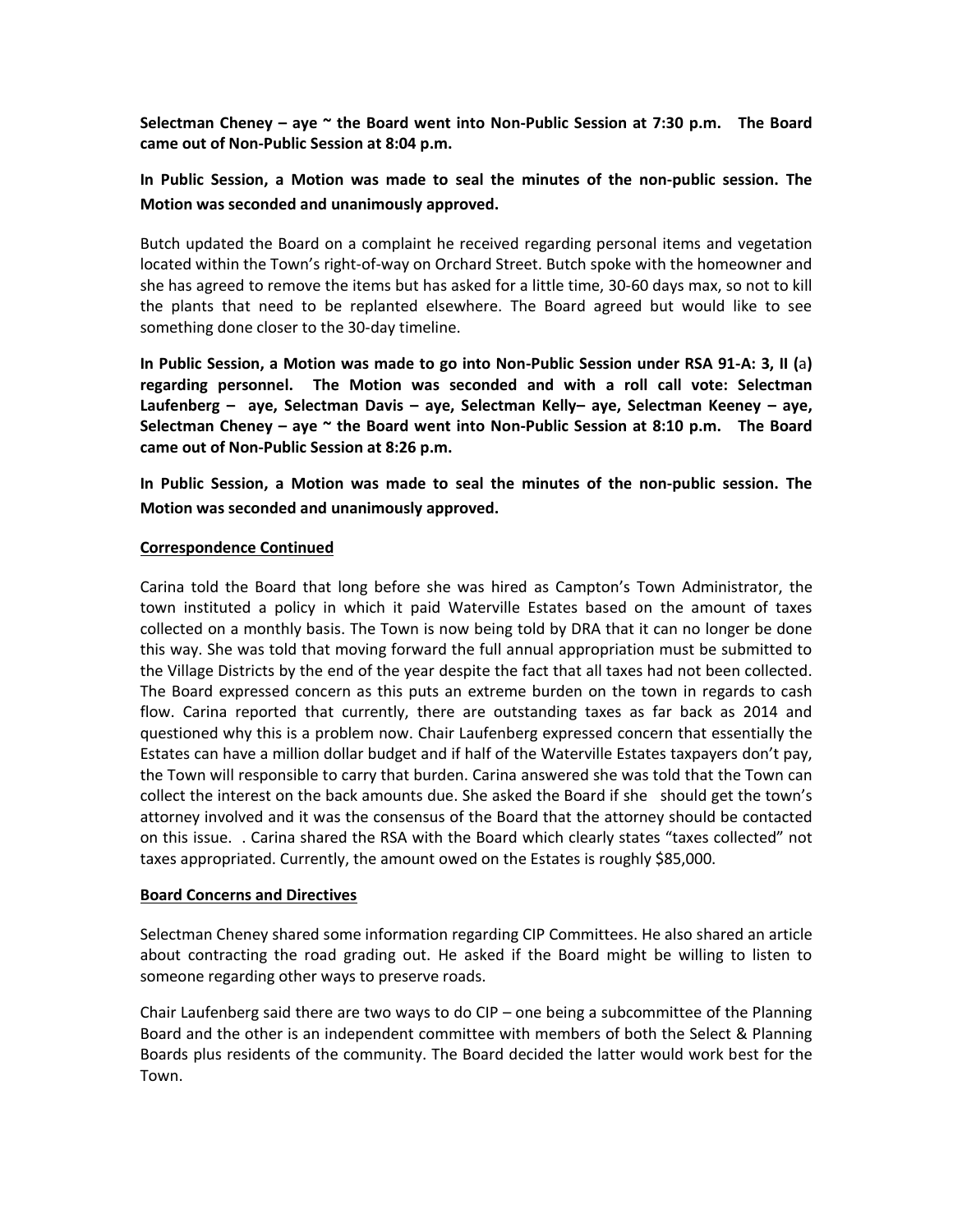**Selectman Cheney – aye ~ the Board went into Non-Public Session at 7:30 p.m. The Board came out of Non-Public Session at 8:04 p.m.**

**In Public Session, a Motion was made to seal the minutes of the non-public session. The Motion was seconded and unanimously approved.**

Butch updated the Board on a complaint he received regarding personal items and vegetation located within the Town's right-of-way on Orchard Street. Butch spoke with the homeowner and she has agreed to remove the items but has asked for a little time, 30-60 days max, so not to kill the plants that need to be replanted elsewhere. The Board agreed but would like to see something done closer to the 30-day timeline.

**In Public Session, a Motion was made to go into Non-Public Session under RSA 91-A: 3, II (a) regarding personnel. The Motion was seconded and with a roll call vote: Selectman Laufenberg – aye, Selectman Davis – aye, Selectman Kelly– aye, Selectman Keeney – aye, Selectman Cheney – aye ~ the Board went into Non-Public Session at 8:10 p.m. The Board came out of Non-Public Session at 8:26 p.m.**

**In Public Session, a Motion was made to seal the minutes of the non-public session. The Motion was seconded and unanimously approved.**

**Correspondence Continued**

Carina told the Board that long before she was hired as Campton's Town Administrator, the town instituted a policy in which it paid Waterville Estates based on the amount of taxes collected on a monthly basis. The Town is now being told by DRA that it can no longer be done this way. She was told that moving forward the full annual appropriation must be submitted to the Village Districts by the end of the year despite the fact that all taxes had not been collected. The Board expressed concern as this puts an extreme burden on the town in regards to cash flow. Carina reported that currently, there are outstanding taxes as far back as 2014 and questioned why this is a problem now. Chair Laufenberg expressed concern that essentially the Estates can have a million dollar budget and if half of the Waterville Estates taxpayers don't pay, the Town will responsible to carry that burden. Carina answered she was told that the Town can collect the interest on the back amounts due. She asked the Board if she should get the town's attorney involved and it was the consensus of the Board that the attorney should be contacted on this issue. . Carina shared the RSA with the Board which clearly states "taxes collected" not taxes appropriated. Currently, the amount owed on the Estates is roughly $85,000.

**Board Concerns and Directives**

Selectman Cheney shared some information regarding CIP Committees. He also shared an article about contracting the road grading out. He asked if the Board might be willing to listen to someone regarding other ways to preserve roads.

Chair Laufenberg said there are two ways to do CIP – one being a subcommittee of the Planning Board and the other is an independent committee with members of both the Select & Planning Boards plus residents of the community. The Board decided the latter would work best for the Town.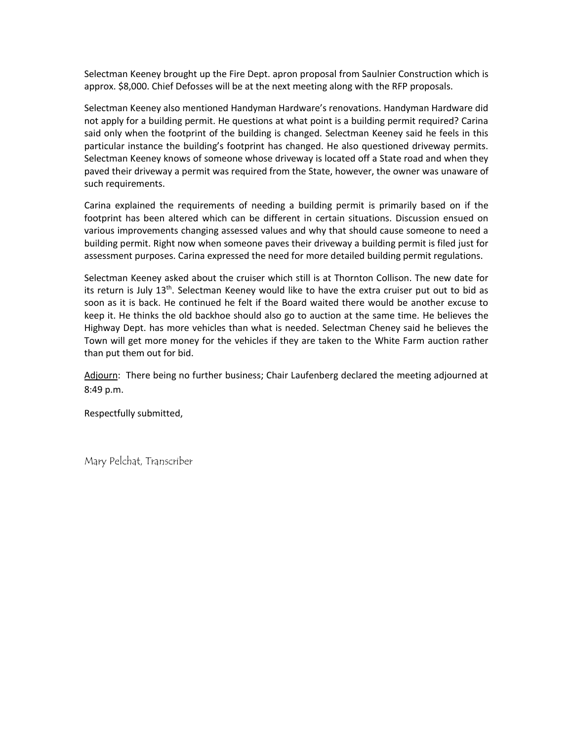Selectman Keeney brought up the Fire Dept. apron proposal from Saulnier Construction which is approx. $8,000. Chief Defosses will be at the next meeting along with the RFP proposals.

Selectman Keeney also mentioned Handyman Hardware's renovations. Handyman Hardware did not apply for a building permit. He questions at what point is a building permit required? Carina said only when the footprint of the building is changed. Selectman Keeney said he feels in this particular instance the building's footprint has changed. He also questioned driveway permits. Selectman Keeney knows of someone whose driveway is located off a State road and when they paved their driveway a permit was required from the State, however, the owner was unaware of such requirements.

Carina explained the requirements of needing a building permit is primarily based on if the footprint has been altered which can be different in certain situations. Discussion ensued on various improvements changing assessed values and why that should cause someone to need a building permit. Right now when someone paves their driveway a building permit is filed just for assessment purposes. Carina expressed the need for more detailed building permit regulations.

Selectman Keeney asked about the cruiser which still is at Thornton Collison. The new date for its return is July 13th. Selectman Keeney would like to have the extra cruiser put out to bid as soon as it is back. He continued he felt if the Board waited there would be another excuse to keep it. He thinks the old backhoe should also go to auction at the same time. He believes the Highway Dept. has more vehicles than what is needed. Selectman Cheney said he believes the Town will get more money for the vehicles if they are taken to the White Farm auction rather than put them out for bid.

Adjourn: There being no further business; Chair Laufenberg declared the meeting adjourned at 8:49 p.m.

Respectfully submitted,

Mary Pelchat, Transcriber